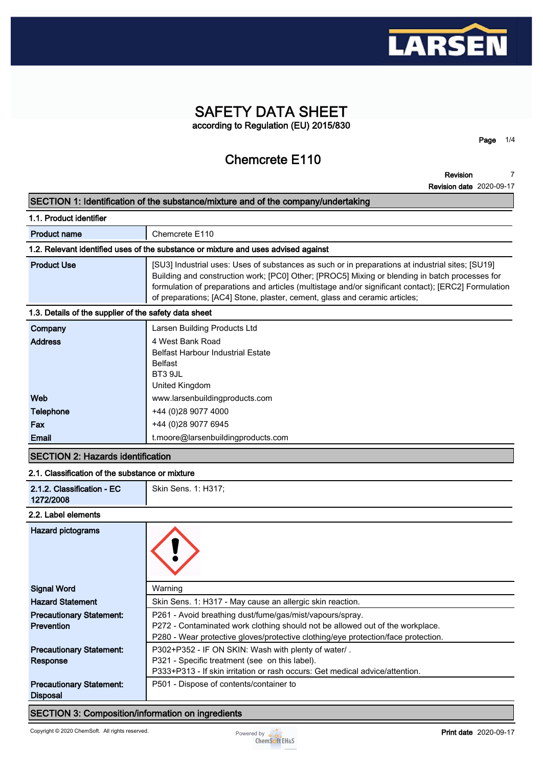# SAFETY DATA SHEET

according to Regulation (EU) 2015/830

# Chemcrete E110

**Revision** 7
**Revision date** 2020-09-17

## SECTION 1: Identification of the substance/mixture and of the company/undertaking

### 1.1. Product identifier

| | |
|---|---|
| **Product name** | Chemcrete E110 |

### 1.2. Relevant identified uses of the substance or mixture and uses advised against

| | |
|---|---|
| **Product Use** | [SU3] Industrial uses: Uses of substances as such or in preparations at industrial sites; [SU19] Building and construction work; [PC0] Other; [PROC5] Mixing or blending in batch processes for formulation of preparations and articles (multistage and/or significant contact); [ERC2] Formulation of preparations; [AC4] Stone, plaster, cement, glass and ceramic articles; |

### 1.3. Details of the supplier of the safety data sheet

| | |
|---|---|
| **Company** | Larsen Building Products Ltd |
| **Address** | 4 West Bank Road<br>Belfast Harbour Industrial Estate<br>Belfast<br>BT3 9JL<br>United Kingdom |
| **Web** | www.larsenbuildingproducts.com |
| **Telephone** | +44 (0)28 9077 4000 |
| **Fax** | +44 (0)28 9077 6945 |
| **Email** | t.moore@larsenbuildingproducts.com |

## SECTION 2: Hazards identification

### 2.1. Classification of the substance or mixture

| | |
|---|---|
| **2.1.2. Classification - EC 1272/2008** | Skin Sens. 1: H317; |

### 2.2. Label elements

| | |
|---|---|
| **Hazard pictograms** | |
| **Signal Word** | Warning |
| **Hazard Statement** | Skin Sens. 1: H317 - May cause an allergic skin reaction. |
| **Precautionary Statement: Prevention** | P261 - Avoid breathing dust/fume/gas/mist/vapours/spray.<br>P272 - Contaminated work clothing should not be allowed out of the workplace.<br>P280 - Wear protective gloves/protective clothing/eye protection/face protection. |
| **Precautionary Statement: Response** | P302+P352 - IF ON SKIN: Wash with plenty of water/ .<br>P321 - Specific treatment (see on this label).<br>P333+P313 - If skin irritation or rash occurs: Get medical advice/attention. |
| **Precautionary Statement: Disposal** | P501 - Dispose of contents/container to |

## SECTION 3: Composition/information on ingredients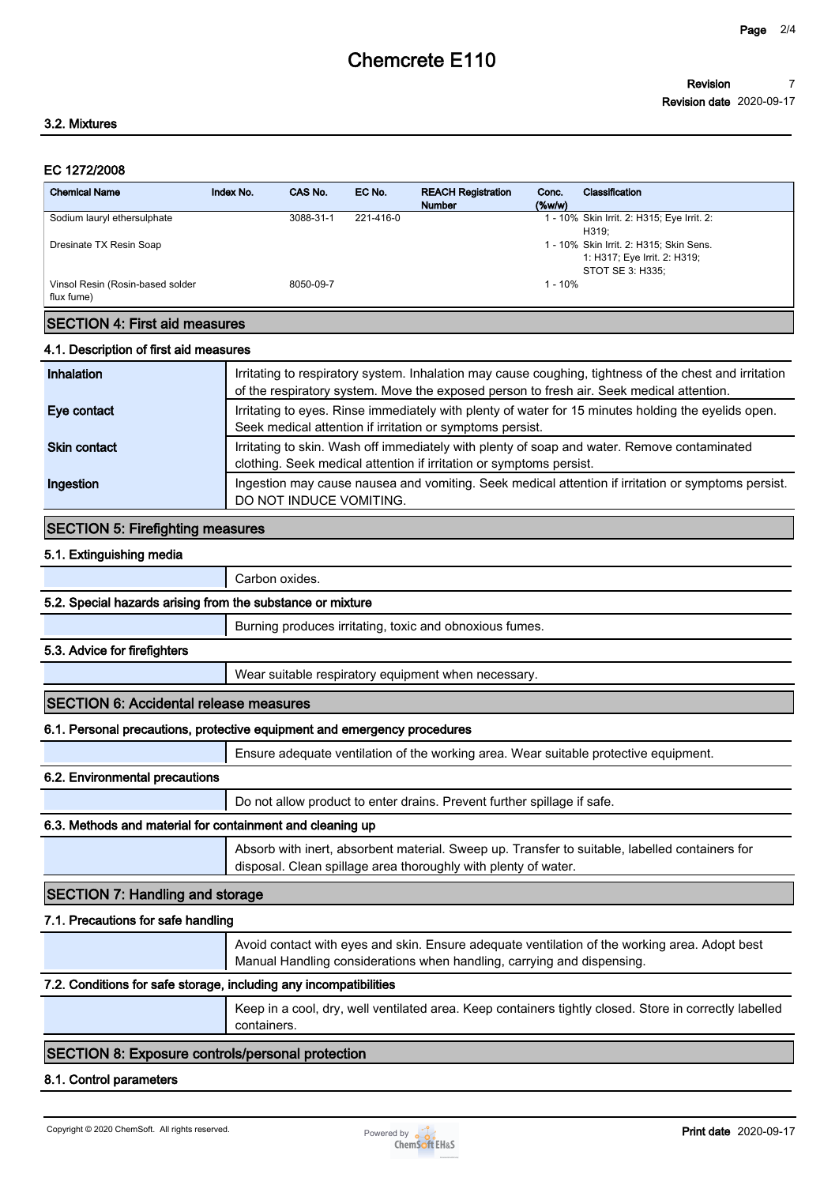### 3.2. Mixtures

#### EC 1272/2008

| Chemical Name | Index No. | CAS No. | EC No. | REACH Registration Number | Conc. (%w/w) | Classification |
|---|---|---|---|---|---|---|
| Sodium lauryl ethersulphate | | 3088-31-1 | 221-416-0 | | 1 - 10% | Skin Irrit. 2: H315; Eye Irrit. 2: H319; |
| Dresinate TX Resin Soap | | | | | 1 - 10% | Skin Irrit. 2: H315; Skin Sens. 1: H317; Eye Irrit. 2: H319; STOT SE 3: H335; |
| Vinsol Resin (Rosin-based solder flux fume) | | 8050-09-7 | | | 1 - 10% | |

## SECTION 4: First aid measures

### 4.1. Description of first aid measures

| | |
|---|---|
| **Inhalation** | Irritating to respiratory system. Inhalation may cause coughing, tightness of the chest and irritation of the respiratory system. Move the exposed person to fresh air. Seek medical attention. |
| **Eye contact** | Irritating to eyes. Rinse immediately with plenty of water for 15 minutes holding the eyelids open. Seek medical attention if irritation or symptoms persist. |
| **Skin contact** | Irritating to skin. Wash off immediately with plenty of soap and water. Remove contaminated clothing. Seek medical attention if irritation or symptoms persist. |
| **Ingestion** | Ingestion may cause nausea and vomiting. Seek medical attention if irritation or symptoms persist. DO NOT INDUCE VOMITING. |

## SECTION 5: Firefighting measures

### 5.1. Extinguishing media

Carbon oxides.

### 5.2. Special hazards arising from the substance or mixture

Burning produces irritating, toxic and obnoxious fumes.

### 5.3. Advice for firefighters

Wear suitable respiratory equipment when necessary.

## SECTION 6: Accidental release measures

### 6.1. Personal precautions, protective equipment and emergency procedures

Ensure adequate ventilation of the working area. Wear suitable protective equipment.

### 6.2. Environmental precautions

Do not allow product to enter drains. Prevent further spillage if safe.

### 6.3. Methods and material for containment and cleaning up

Absorb with inert, absorbent material. Sweep up. Transfer to suitable, labelled containers for disposal. Clean spillage area thoroughly with plenty of water.

## SECTION 7: Handling and storage

### 7.1. Precautions for safe handling

Avoid contact with eyes and skin. Ensure adequate ventilation of the working area. Adopt best Manual Handling considerations when handling, carrying and dispensing.

### 7.2. Conditions for safe storage, including any incompatibilities

Keep in a cool, dry, well ventilated area. Keep containers tightly closed. Store in correctly labelled containers.

## SECTION 8: Exposure controls/personal protection

### 8.1. Control parameters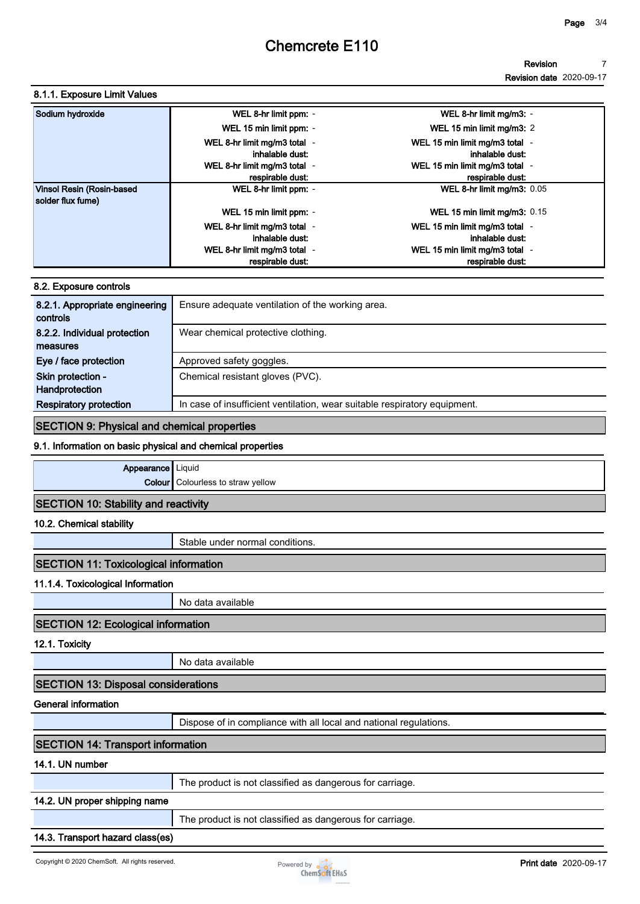#### 8.1.1. Exposure Limit Values

| Substance | | |
|---|---|---|
| **Sodium hydroxide** | **WEL 8-hr limit ppm:** - | **WEL 8-hr limit mg/m3:** - |
| | **WEL 15 min limit ppm:** - | **WEL 15 min limit mg/m3:** 2 |
| | **WEL 8-hr limit mg/m3 total inhalable dust:** - | **WEL 15 min limit mg/m3 total inhalable dust:** - |
| | **WEL 8-hr limit mg/m3 total respirable dust:** - | **WEL 15 min limit mg/m3 total respirable dust:** - |
| **Vinsol Resin (Rosin-based solder flux fume)** | **WEL 8-hr limit ppm:** - | **WEL 8-hr limit mg/m3:** 0.05 |
| | **WEL 15 min limit ppm:** - | **WEL 15 min limit mg/m3:** 0.15 |
| | **WEL 8-hr limit mg/m3 total inhalable dust:** - | **WEL 15 min limit mg/m3 total inhalable dust:** - |
| | **WEL 8-hr limit mg/m3 total respirable dust:** - | **WEL 15 min limit mg/m3 total respirable dust:** - |

#### 8.2. Exposure controls

| | |
|---|---|
| **8.2.1. Appropriate engineering controls** | Ensure adequate ventilation of the working area. |
| **8.2.2. Individual protection measures** | Wear chemical protective clothing. |
| **Eye / face protection** | Approved safety goggles. |
| **Skin protection - Handprotection** | Chemical resistant gloves (PVC). |
| **Respiratory protection** | In case of insufficient ventilation, wear suitable respiratory equipment. |

## SECTION 9: Physical and chemical properties

#### 9.1. Information on basic physical and chemical properties

| | |
|---|---|
| **Appearance** | Liquid |
| **Colour** | Colourless to straw yellow |

## SECTION 10: Stability and reactivity

#### 10.2. Chemical stability

Stable under normal conditions.

## SECTION 11: Toxicological information

#### 11.1.4. Toxicological Information

No data available

## SECTION 12: Ecological information

#### 12.1. Toxicity

No data available

## SECTION 13: Disposal considerations

#### General information

Dispose of in compliance with all local and national regulations.

## SECTION 14: Transport information

#### 14.1. UN number

The product is not classified as dangerous for carriage.

#### 14.2. UN proper shipping name

The product is not classified as dangerous for carriage.

#### 14.3. Transport hazard class(es)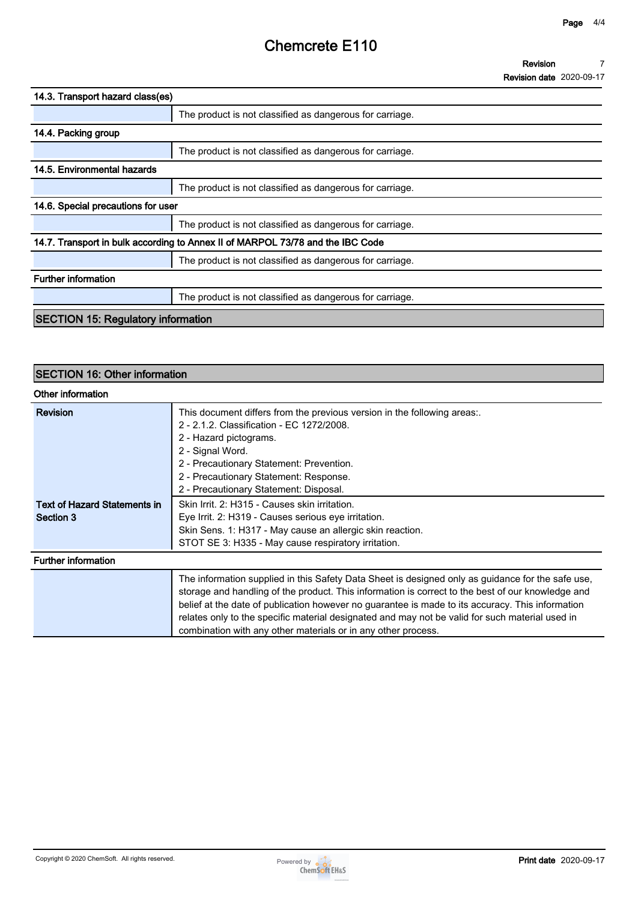### 14.3. Transport hazard class(es)

| | |
|---|---|
| | The product is not classified as dangerous for carriage. |

### 14.4. Packing group

| | |
|---|---|
| | The product is not classified as dangerous for carriage. |

### 14.5. Environmental hazards

| | |
|---|---|
| | The product is not classified as dangerous for carriage. |

### 14.6. Special precautions for user

| | |
|---|---|
| | The product is not classified as dangerous for carriage. |

### 14.7. Transport in bulk according to Annex II of MARPOL 73/78 and the IBC Code

| | |
|---|---|
| | The product is not classified as dangerous for carriage. |

### Further information

| | |
|---|---|
| | The product is not classified as dangerous for carriage. |

## SECTION 15: Regulatory information

## SECTION 16: Other information

### Other information

| | |
|---|---|
| **Revision** | This document differs from the previous version in the following areas:.<br>2 - 2.1.2. Classification - EC 1272/2008.<br>2 - Hazard pictograms.<br>2 - Signal Word.<br>2 - Precautionary Statement: Prevention.<br>2 - Precautionary Statement: Response.<br>2 - Precautionary Statement: Disposal. |
| **Text of Hazard Statements in Section 3** | Skin Irrit. 2: H315 - Causes skin irritation.<br>Eye Irrit. 2: H319 - Causes serious eye irritation.<br>Skin Sens. 1: H317 - May cause an allergic skin reaction.<br>STOT SE 3: H335 - May cause respiratory irritation. |

### Further information

| | |
|---|---|
| | The information supplied in this Safety Data Sheet is designed only as guidance for the safe use, storage and handling of the product. This information is correct to the best of our knowledge and belief at the date of publication however no guarantee is made to its accuracy. This information relates only to the specific material designated and may not be valid for such material used in combination with any other materials or in any other process. |